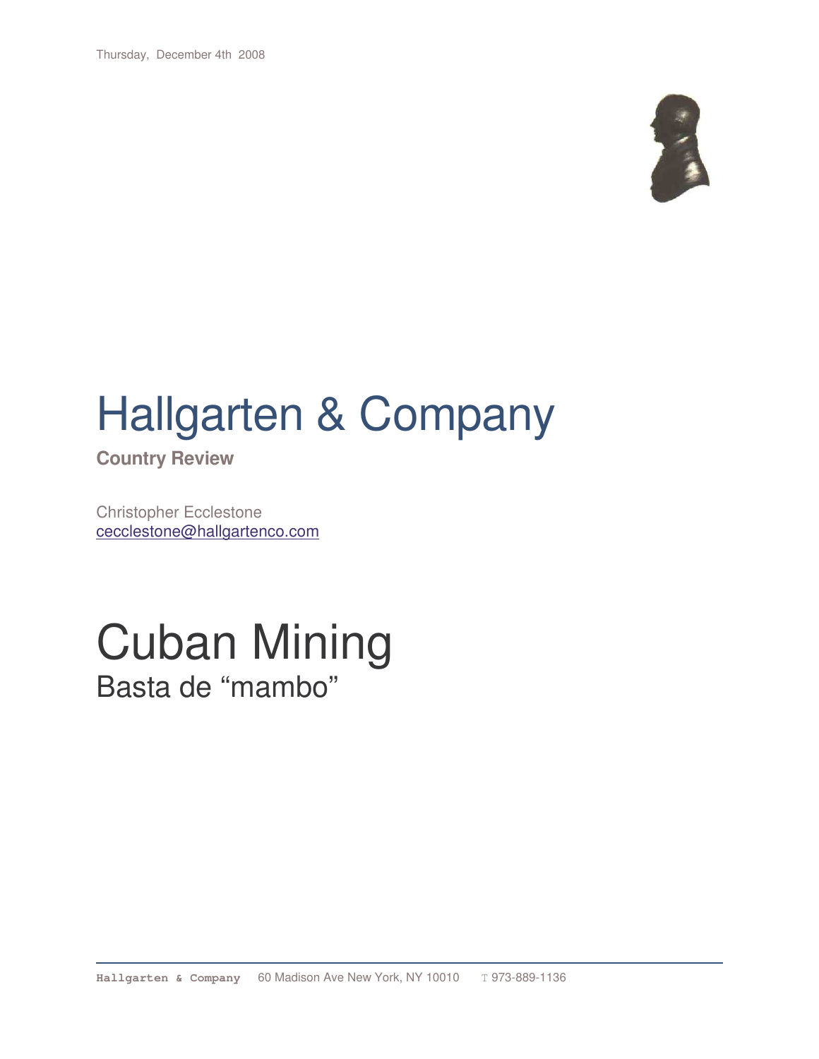Thursday, December 4th 2008

# Hallgarten & Company

**Country Review**

Christopher Ecclestone
cecclestone@hallgartenco.com

# Cuban Mining

## Basta de "mambo"

**Hallgarten & Company** 60 Madison Ave New York, NY 10010 T 973-889-1136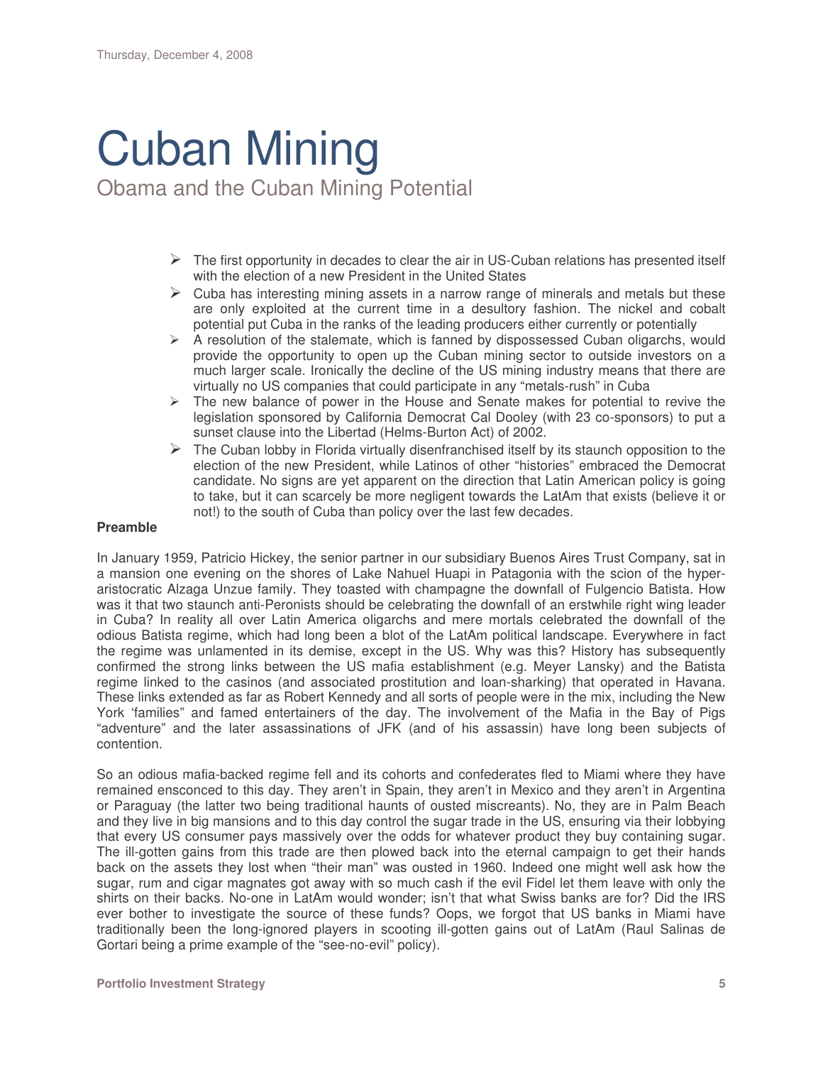Thursday, December 4, 2008

# Cuban Mining

## Obama and the Cuban Mining Potential

- The first opportunity in decades to clear the air in US-Cuban relations has presented itself with the election of a new President in the United States
- Cuba has interesting mining assets in a narrow range of minerals and metals but these are only exploited at the current time in a desultory fashion. The nickel and cobalt potential put Cuba in the ranks of the leading producers either currently or potentially
- A resolution of the stalemate, which is fanned by dispossessed Cuban oligarchs, would provide the opportunity to open up the Cuban mining sector to outside investors on a much larger scale. Ironically the decline of the US mining industry means that there are virtually no US companies that could participate in any "metals-rush" in Cuba
- The new balance of power in the House and Senate makes for potential to revive the legislation sponsored by California Democrat Cal Dooley (with 23 co-sponsors) to put a sunset clause into the Libertad (Helms-Burton Act) of 2002.
- The Cuban lobby in Florida virtually disenfranchised itself by its staunch opposition to the election of the new President, while Latinos of other "histories" embraced the Democrat candidate. No signs are yet apparent on the direction that Latin American policy is going to take, but it can scarcely be more negligent towards the LatAm that exists (believe it or not!) to the south of Cuba than policy over the last few decades.

**Preamble**

In January 1959, Patricio Hickey, the senior partner in our subsidiary Buenos Aires Trust Company, sat in a mansion one evening on the shores of Lake Nahuel Huapi in Patagonia with the scion of the hyper-aristocratic Alzaga Unzue family. They toasted with champagne the downfall of Fulgencio Batista. How was it that two staunch anti-Peronists should be celebrating the downfall of an erstwhile right wing leader in Cuba? In reality all over Latin America oligarchs and mere mortals celebrated the downfall of the odious Batista regime, which had long been a blot of the LatAm political landscape. Everywhere in fact the regime was unlamented in its demise, except in the US. Why was this? History has subsequently confirmed the strong links between the US mafia establishment (e.g. Meyer Lansky) and the Batista regime linked to the casinos (and associated prostitution and loan-sharking) that operated in Havana. These links extended as far as Robert Kennedy and all sorts of people were in the mix, including the New York 'families" and famed entertainers of the day. The involvement of the Mafia in the Bay of Pigs "adventure" and the later assassinations of JFK (and of his assassin) have long been subjects of contention.

So an odious mafia-backed regime fell and its cohorts and confederates fled to Miami where they have remained ensconced to this day. They aren't in Spain, they aren't in Mexico and they aren't in Argentina or Paraguay (the latter two being traditional haunts of ousted miscreants). No, they are in Palm Beach and they live in big mansions and to this day control the sugar trade in the US, ensuring via their lobbying that every US consumer pays massively over the odds for whatever product they buy containing sugar. The ill-gotten gains from this trade are then plowed back into the eternal campaign to get their hands back on the assets they lost when "their man" was ousted in 1960. Indeed one might well ask how the sugar, rum and cigar magnates got away with so much cash if the evil Fidel let them leave with only the shirts on their backs. No-one in LatAm would wonder; isn't that what Swiss banks are for? Did the IRS ever bother to investigate the source of these funds? Oops, we forgot that US banks in Miami have traditionally been the long-ignored players in scooting ill-gotten gains out of LatAm (Raul Salinas de Gortari being a prime example of the "see-no-evil" policy).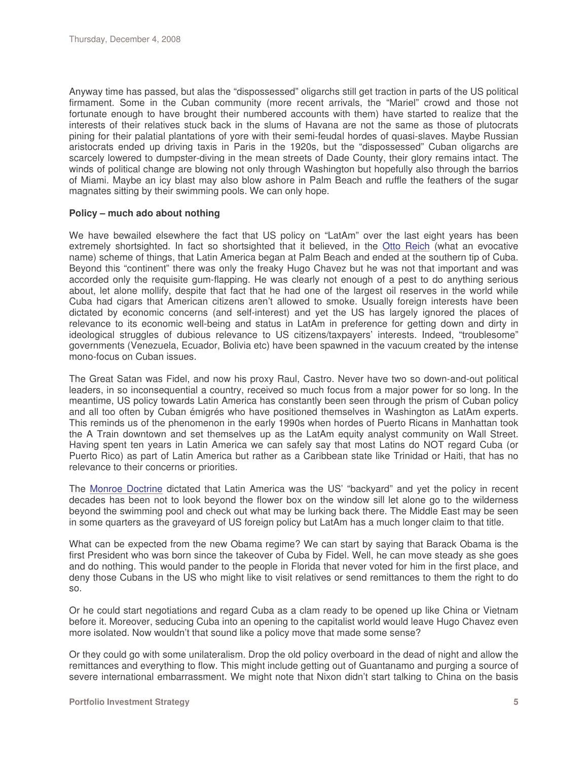Anyway time has passed, but alas the "dispossessed" oligarchs still get traction in parts of the US political firmament. Some in the Cuban community (more recent arrivals, the "Mariel" crowd and those not fortunate enough to have brought their numbered accounts with them) have started to realize that the interests of their relatives stuck back in the slums of Havana are not the same as those of plutocrats pining for their palatial plantations of yore with their semi-feudal hordes of quasi-slaves. Maybe Russian aristocrats ended up driving taxis in Paris in the 1920s, but the "dispossessed" Cuban oligarchs are scarcely lowered to dumpster-diving in the mean streets of Dade County, their glory remains intact. The winds of political change are blowing not only through Washington but hopefully also through the barrios of Miami. Maybe an icy blast may also blow ashore in Palm Beach and ruffle the feathers of the sugar magnates sitting by their swimming pools. We can only hope.

**Policy – much ado about nothing**

We have bewailed elsewhere the fact that US policy on "LatAm" over the last eight years has been extremely shortsighted. In fact so shortsighted that it believed, in the Otto Reich (what an evocative name) scheme of things, that Latin America began at Palm Beach and ended at the southern tip of Cuba. Beyond this "continent" there was only the freaky Hugo Chavez but he was not that important and was accorded only the requisite gum-flapping. He was clearly not enough of a pest to do anything serious about, let alone mollify, despite that fact that he had one of the largest oil reserves in the world while Cuba had cigars that American citizens aren't allowed to smoke. Usually foreign interests have been dictated by economic concerns (and self-interest) and yet the US has largely ignored the places of relevance to its economic well-being and status in LatAm in preference for getting down and dirty in ideological struggles of dubious relevance to US citizens/taxpayers' interests. Indeed, "troublesome" governments (Venezuela, Ecuador, Bolivia etc) have been spawned in the vacuum created by the intense mono-focus on Cuban issues.

The Great Satan was Fidel, and now his proxy Raul, Castro. Never have two so down-and-out political leaders, in so inconsequential a country, received so much focus from a major power for so long. In the meantime, US policy towards Latin America has constantly been seen through the prism of Cuban policy and all too often by Cuban émigrés who have positioned themselves in Washington as LatAm experts. This reminds us of the phenomenon in the early 1990s when hordes of Puerto Ricans in Manhattan took the A Train downtown and set themselves up as the LatAm equity analyst community on Wall Street. Having spent ten years in Latin America we can safely say that most Latins do NOT regard Cuba (or Puerto Rico) as part of Latin America but rather as a Caribbean state like Trinidad or Haiti, that has no relevance to their concerns or priorities.

The Monroe Doctrine dictated that Latin America was the US' "backyard" and yet the policy in recent decades has been not to look beyond the flower box on the window sill let alone go to the wilderness beyond the swimming pool and check out what may be lurking back there. The Middle East may be seen in some quarters as the graveyard of US foreign policy but LatAm has a much longer claim to that title.

What can be expected from the new Obama regime? We can start by saying that Barack Obama is the first President who was born since the takeover of Cuba by Fidel. Well, he can move steady as she goes and do nothing. This would pander to the people in Florida that never voted for him in the first place, and deny those Cubans in the US who might like to visit relatives or send remittances to them the right to do so.

Or he could start negotiations and regard Cuba as a clam ready to be opened up like China or Vietnam before it. Moreover, seducing Cuba into an opening to the capitalist world would leave Hugo Chavez even more isolated. Now wouldn't that sound like a policy move that made some sense?

Or they could go with some unilateralism. Drop the old policy overboard in the dead of night and allow the remittances and everything to flow. This might include getting out of Guantanamo and purging a source of severe international embarrassment. We might note that Nixon didn't start talking to China on the basis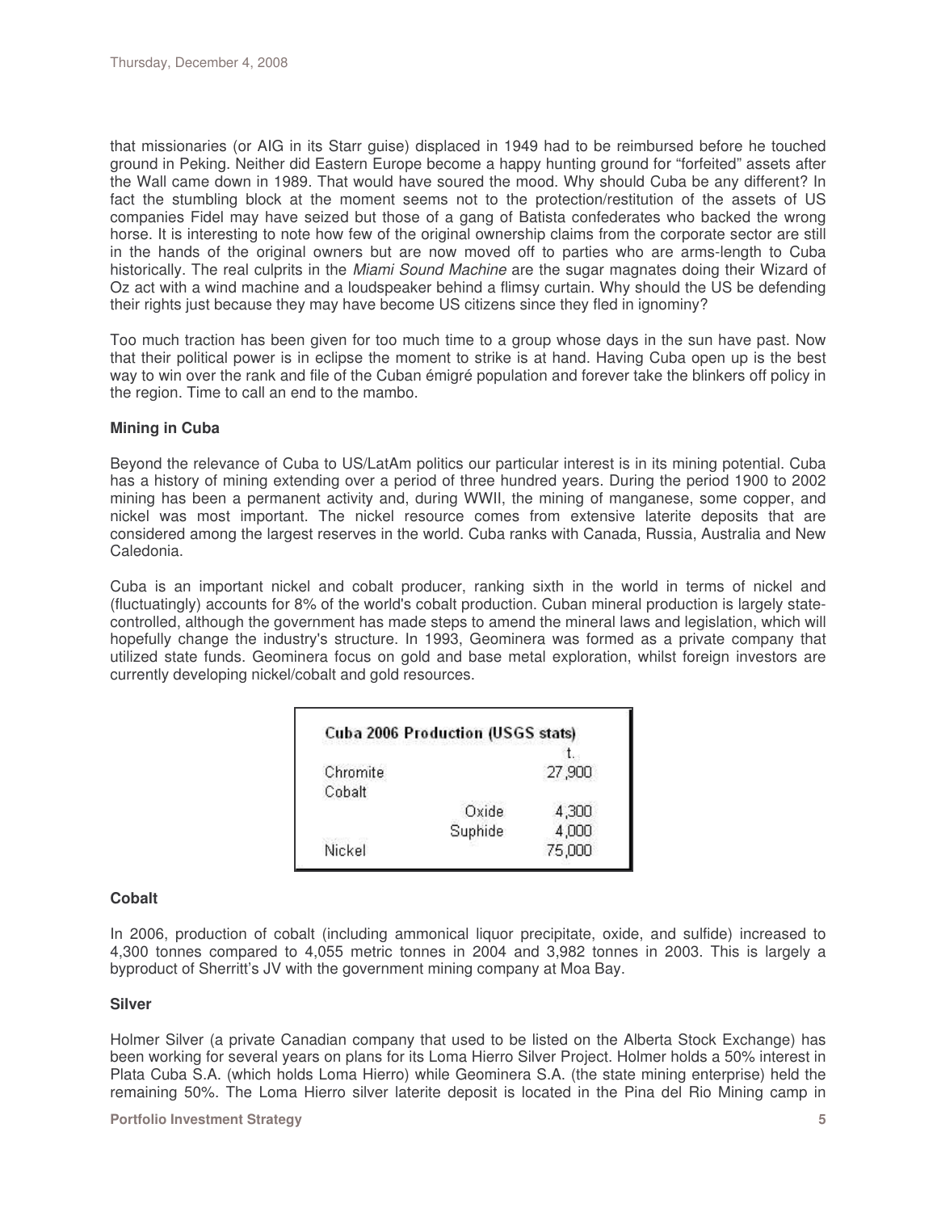that missionaries (or AIG in its Starr guise) displaced in 1949 had to be reimbursed before he touched ground in Peking. Neither did Eastern Europe become a happy hunting ground for "forfeited" assets after the Wall came down in 1989. That would have soured the mood. Why should Cuba be any different? In fact the stumbling block at the moment seems not to the protection/restitution of the assets of US companies Fidel may have seized but those of a gang of Batista confederates who backed the wrong horse. It is interesting to note how few of the original ownership claims from the corporate sector are still in the hands of the original owners but are now moved off to parties who are arms-length to Cuba historically. The real culprits in the *Miami Sound Machine* are the sugar magnates doing their Wizard of Oz act with a wind machine and a loudspeaker behind a flimsy curtain. Why should the US be defending their rights just because they may have become US citizens since they fled in ignominy?

Too much traction has been given for too much time to a group whose days in the sun have past. Now that their political power is in eclipse the moment to strike is at hand. Having Cuba open up is the best way to win over the rank and file of the Cuban émigré population and forever take the blinkers off policy in the region. Time to call an end to the mambo.

**Mining in Cuba**

Beyond the relevance of Cuba to US/LatAm politics our particular interest is in its mining potential. Cuba has a history of mining extending over a period of three hundred years. During the period 1900 to 2002 mining has been a permanent activity and, during WWII, the mining of manganese, some copper, and nickel was most important. The nickel resource comes from extensive laterite deposits that are considered among the largest reserves in the world. Cuba ranks with Canada, Russia, Australia and New Caledonia.

Cuba is an important nickel and cobalt producer, ranking sixth in the world in terms of nickel and (fluctuatingly) accounts for 8% of the world's cobalt production. Cuban mineral production is largely state-controlled, although the government has made steps to amend the mineral laws and legislation, which will hopefully change the industry's structure. In 1993, Geominera was formed as a private company that utilized state funds. Geominera focus on gold and base metal exploration, whilst foreign investors are currently developing nickel/cobalt and gold resources.

| Cuba 2006 Production (USGS stats) | | |
|---|---|---|
| | | t. |
| Chromite | | 27,900 |
| Cobalt | | |
| | Oxide | 4,300 |
| | Suphide | 4,000 |
| Nickel | | 75,000 |

**Cobalt**

In 2006, production of cobalt (including ammonical liquor precipitate, oxide, and sulfide) increased to 4,300 tonnes compared to 4,055 metric tonnes in 2004 and 3,982 tonnes in 2003. This is largely a byproduct of Sherritt's JV with the government mining company at Moa Bay.

**Silver**

Holmer Silver (a private Canadian company that used to be listed on the Alberta Stock Exchange) has been working for several years on plans for its Loma Hierro Silver Project. Holmer holds a 50% interest in Plata Cuba S.A. (which holds Loma Hierro) while Geominera S.A. (the state mining enterprise) held the remaining 50%. The Loma Hierro silver laterite deposit is located in the Pina del Rio Mining camp in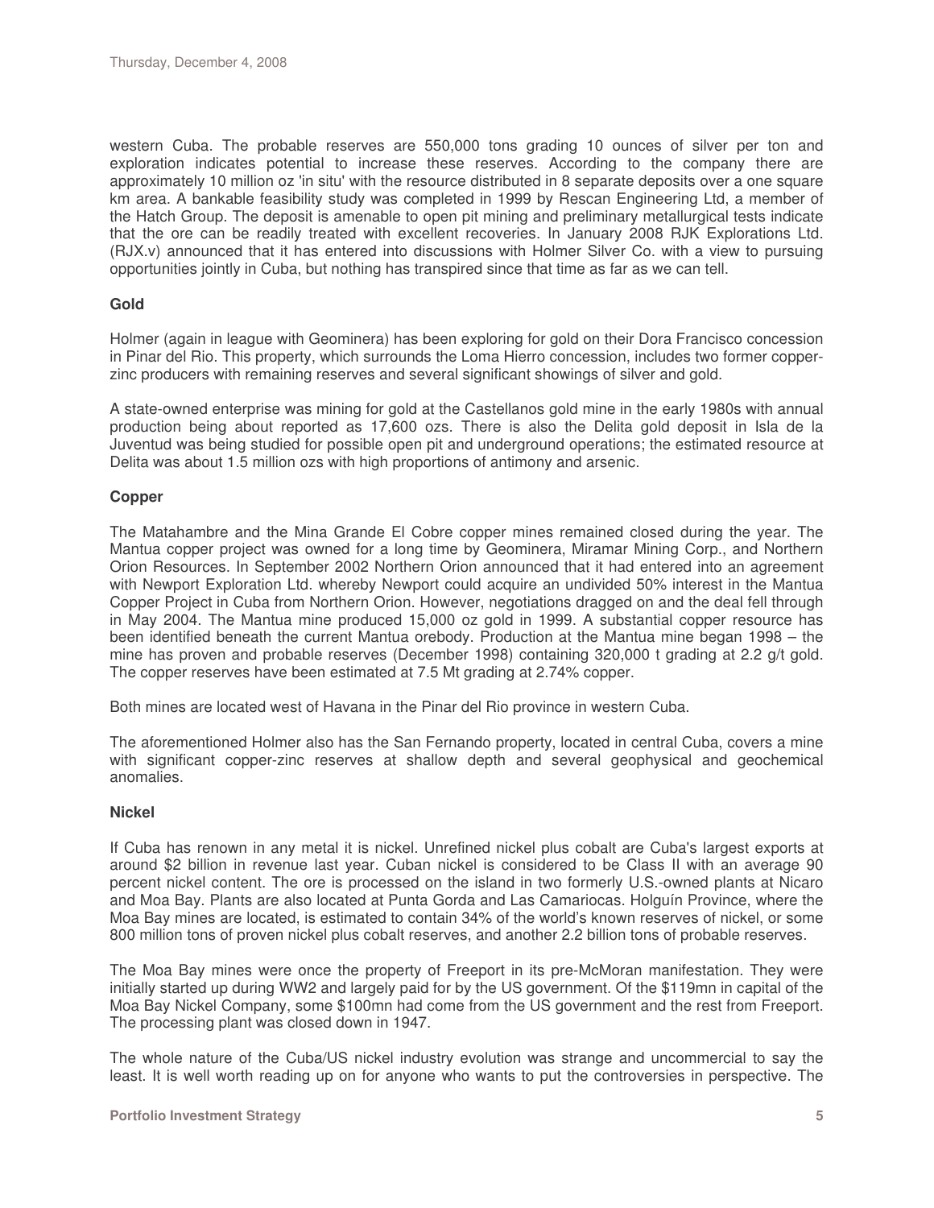western Cuba. The probable reserves are 550,000 tons grading 10 ounces of silver per ton and exploration indicates potential to increase these reserves. According to the company there are approximately 10 million oz 'in situ' with the resource distributed in 8 separate deposits over a one square km area. A bankable feasibility study was completed in 1999 by Rescan Engineering Ltd, a member of the Hatch Group. The deposit is amenable to open pit mining and preliminary metallurgical tests indicate that the ore can be readily treated with excellent recoveries. In January 2008 RJK Explorations Ltd. (RJX.v) announced that it has entered into discussions with Holmer Silver Co. with a view to pursuing opportunities jointly in Cuba, but nothing has transpired since that time as far as we can tell.

**Gold**

Holmer (again in league with Geominera) has been exploring for gold on their Dora Francisco concession in Pinar del Rio. This property, which surrounds the Loma Hierro concession, includes two former copper-zinc producers with remaining reserves and several significant showings of silver and gold.

A state-owned enterprise was mining for gold at the Castellanos gold mine in the early 1980s with annual production being about reported as 17,600 ozs. There is also the Delita gold deposit in Isla de la Juventud was being studied for possible open pit and underground operations; the estimated resource at Delita was about 1.5 million ozs with high proportions of antimony and arsenic.

**Copper**

The Matahambre and the Mina Grande El Cobre copper mines remained closed during the year. The Mantua copper project was owned for a long time by Geominera, Miramar Mining Corp., and Northern Orion Resources. In September 2002 Northern Orion announced that it had entered into an agreement with Newport Exploration Ltd. whereby Newport could acquire an undivided 50% interest in the Mantua Copper Project in Cuba from Northern Orion. However, negotiations dragged on and the deal fell through in May 2004. The Mantua mine produced 15,000 oz gold in 1999. A substantial copper resource has been identified beneath the current Mantua orebody. Production at the Mantua mine began 1998 – the mine has proven and probable reserves (December 1998) containing 320,000 t grading at 2.2 g/t gold. The copper reserves have been estimated at 7.5 Mt grading at 2.74% copper.

Both mines are located west of Havana in the Pinar del Rio province in western Cuba.

The aforementioned Holmer also has the San Fernando property, located in central Cuba, covers a mine with significant copper-zinc reserves at shallow depth and several geophysical and geochemical anomalies.

**Nickel**

If Cuba has renown in any metal it is nickel. Unrefined nickel plus cobalt are Cuba's largest exports at around $2 billion in revenue last year. Cuban nickel is considered to be Class II with an average 90 percent nickel content. The ore is processed on the island in two formerly U.S.-owned plants at Nicaro and Moa Bay. Plants are also located at Punta Gorda and Las Camariocas. Holguín Province, where the Moa Bay mines are located, is estimated to contain 34% of the world's known reserves of nickel, or some 800 million tons of proven nickel plus cobalt reserves, and another 2.2 billion tons of probable reserves.

The Moa Bay mines were once the property of Freeport in its pre-McMoran manifestation. They were initially started up during WW2 and largely paid for by the US government. Of the $119mn in capital of the Moa Bay Nickel Company, some $100mn had come from the US government and the rest from Freeport. The processing plant was closed down in 1947.

The whole nature of the Cuba/US nickel industry evolution was strange and uncommercial to say the least. It is well worth reading up on for anyone who wants to put the controversies in perspective. The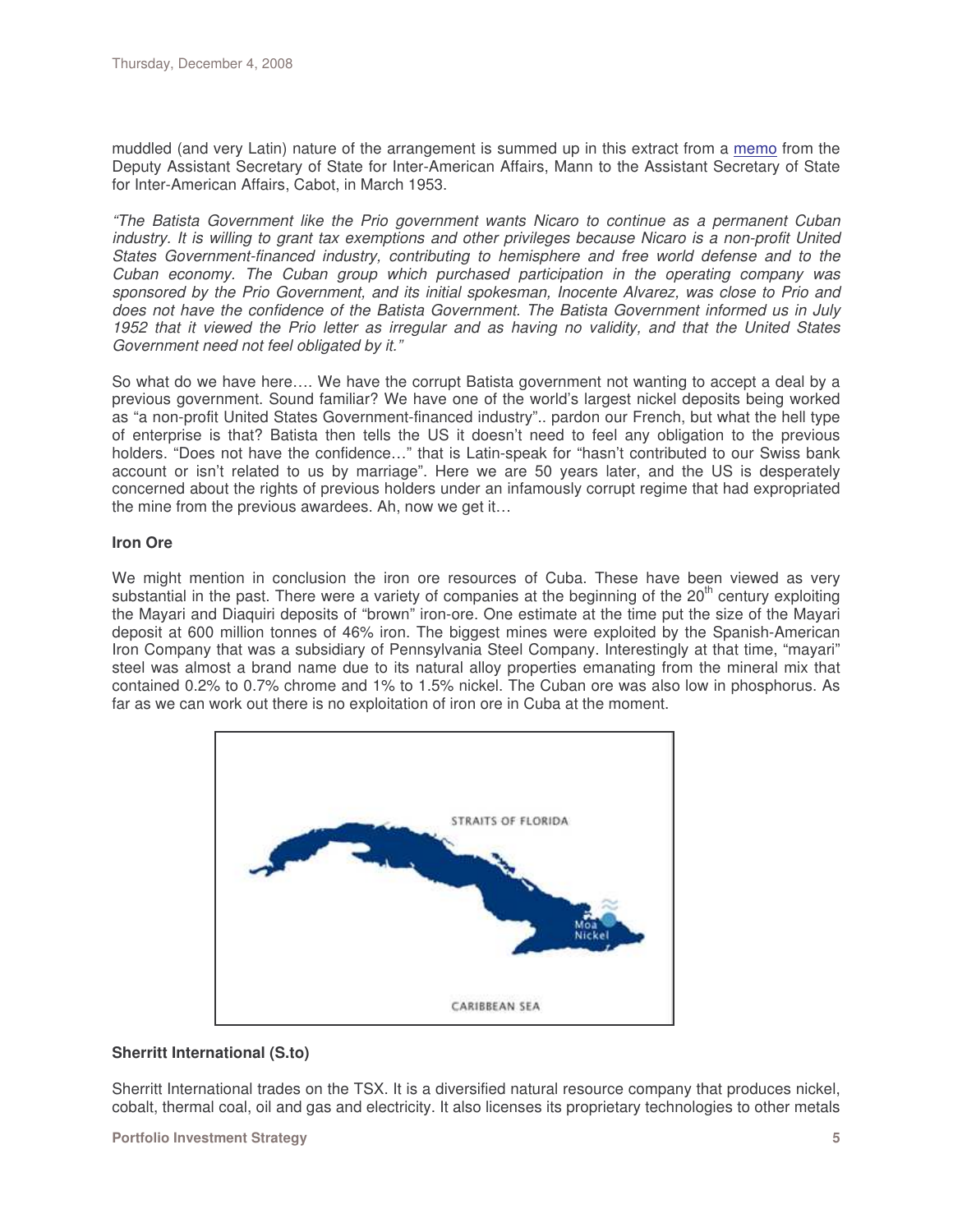muddled (and very Latin) nature of the arrangement is summed up in this extract from a memo from the Deputy Assistant Secretary of State for Inter-American Affairs, Mann to the Assistant Secretary of State for Inter-American Affairs, Cabot, in March 1953.

*"The Batista Government like the Prio government wants Nicaro to continue as a permanent Cuban industry. It is willing to grant tax exemptions and other privileges because Nicaro is a non-profit United States Government-financed industry, contributing to hemisphere and free world defense and to the Cuban economy. The Cuban group which purchased participation in the operating company was sponsored by the Prio Government, and its initial spokesman, Inocente Alvarez, was close to Prio and does not have the confidence of the Batista Government. The Batista Government informed us in July 1952 that it viewed the Prio letter as irregular and as having no validity, and that the United States Government need not feel obligated by it."*

So what do we have here…. We have the corrupt Batista government not wanting to accept a deal by a previous government. Sound familiar? We have one of the world's largest nickel deposits being worked as "a non-profit United States Government-financed industry".. pardon our French, but what the hell type of enterprise is that? Batista then tells the US it doesn't need to feel any obligation to the previous holders. "Does not have the confidence…" that is Latin-speak for "hasn't contributed to our Swiss bank account or isn't related to us by marriage". Here we are 50 years later, and the US is desperately concerned about the rights of previous holders under an infamously corrupt regime that had expropriated the mine from the previous awardees. Ah, now we get it…

**Iron Ore**

We might mention in conclusion the iron ore resources of Cuba. These have been viewed as very substantial in the past. There were a variety of companies at the beginning of the 20th century exploiting the Mayari and Diaquiri deposits of "brown" iron-ore. One estimate at the time put the size of the Mayari deposit at 600 million tonnes of 46% iron. The biggest mines were exploited by the Spanish-American Iron Company that was a subsidiary of Pennsylvania Steel Company. Interestingly at that time, "mayari" steel was almost a brand name due to its natural alloy properties emanating from the mineral mix that contained 0.2% to 0.7% chrome and 1% to 1.5% nickel. The Cuban ore was also low in phosphorus. As far as we can work out there is no exploitation of iron ore in Cuba at the moment.

STRAITS OF FLORIDA

Moa Nickel

CARIBBEAN SEA

**Sherritt International (S.to)**

Sherritt International trades on the TSX. It is a diversified natural resource company that produces nickel, cobalt, thermal coal, oil and gas and electricity. It also licenses its proprietary technologies to other metals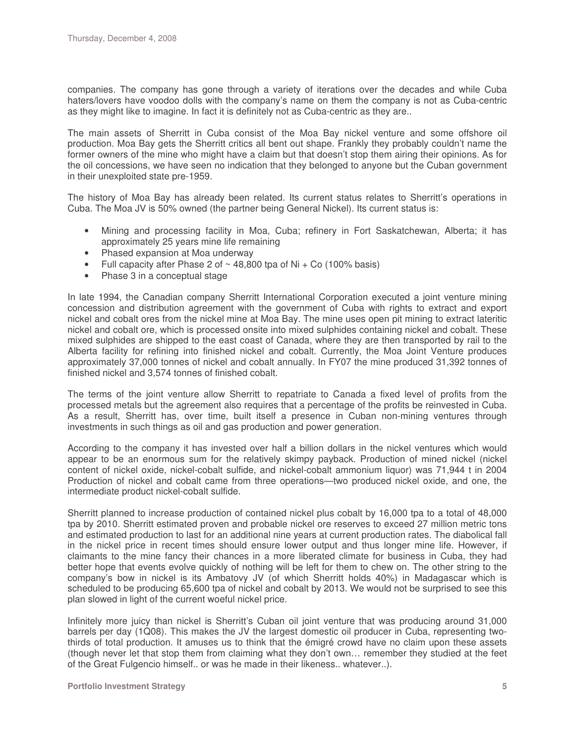companies. The company has gone through a variety of iterations over the decades and while Cuba haters/lovers have voodoo dolls with the company's name on them the company is not as Cuba-centric as they might like to imagine. In fact it is definitely not as Cuba-centric as they are..

The main assets of Sherritt in Cuba consist of the Moa Bay nickel venture and some offshore oil production. Moa Bay gets the Sherritt critics all bent out shape. Frankly they probably couldn't name the former owners of the mine who might have a claim but that doesn't stop them airing their opinions. As for the oil concessions, we have seen no indication that they belonged to anyone but the Cuban government in their unexploited state pre-1959.

The history of Moa Bay has already been related. Its current status relates to Sherritt's operations in Cuba. The Moa JV is 50% owned (the partner being General Nickel). Its current status is:

- Mining and processing facility in Moa, Cuba; refinery in Fort Saskatchewan, Alberta; it has approximately 25 years mine life remaining
- Phased expansion at Moa underway
- Full capacity after Phase 2 of ~ 48,800 tpa of Ni + Co (100% basis)
- Phase 3 in a conceptual stage

In late 1994, the Canadian company Sherritt International Corporation executed a joint venture mining concession and distribution agreement with the government of Cuba with rights to extract and export nickel and cobalt ores from the nickel mine at Moa Bay. The mine uses open pit mining to extract lateritic nickel and cobalt ore, which is processed onsite into mixed sulphides containing nickel and cobalt. These mixed sulphides are shipped to the east coast of Canada, where they are then transported by rail to the Alberta facility for refining into finished nickel and cobalt. Currently, the Moa Joint Venture produces approximately 37,000 tonnes of nickel and cobalt annually. In FY07 the mine produced 31,392 tonnes of finished nickel and 3,574 tonnes of finished cobalt.

The terms of the joint venture allow Sherritt to repatriate to Canada a fixed level of profits from the processed metals but the agreement also requires that a percentage of the profits be reinvested in Cuba. As a result, Sherritt has, over time, built itself a presence in Cuban non-mining ventures through investments in such things as oil and gas production and power generation.

According to the company it has invested over half a billion dollars in the nickel ventures which would appear to be an enormous sum for the relatively skimpy payback. Production of mined nickel (nickel content of nickel oxide, nickel-cobalt sulfide, and nickel-cobalt ammonium liquor) was 71,944 t in 2004 Production of nickel and cobalt came from three operations—two produced nickel oxide, and one, the intermediate product nickel-cobalt sulfide.

Sherritt planned to increase production of contained nickel plus cobalt by 16,000 tpa to a total of 48,000 tpa by 2010. Sherritt estimated proven and probable nickel ore reserves to exceed 27 million metric tons and estimated production to last for an additional nine years at current production rates. The diabolical fall in the nickel price in recent times should ensure lower output and thus longer mine life. However, if claimants to the mine fancy their chances in a more liberated climate for business in Cuba, they had better hope that events evolve quickly of nothing will be left for them to chew on. The other string to the company's bow in nickel is its Ambatovy JV (of which Sherritt holds 40%) in Madagascar which is scheduled to be producing 65,600 tpa of nickel and cobalt by 2013. We would not be surprised to see this plan slowed in light of the current woeful nickel price.

Infinitely more juicy than nickel is Sherritt's Cuban oil joint venture that was producing around 31,000 barrels per day (1Q08). This makes the JV the largest domestic oil producer in Cuba, representing two-thirds of total production. It amuses us to think that the émigré crowd have no claim upon these assets (though never let that stop them from claiming what they don't own… remember they studied at the feet of the Great Fulgencio himself.. or was he made in their likeness.. whatever..).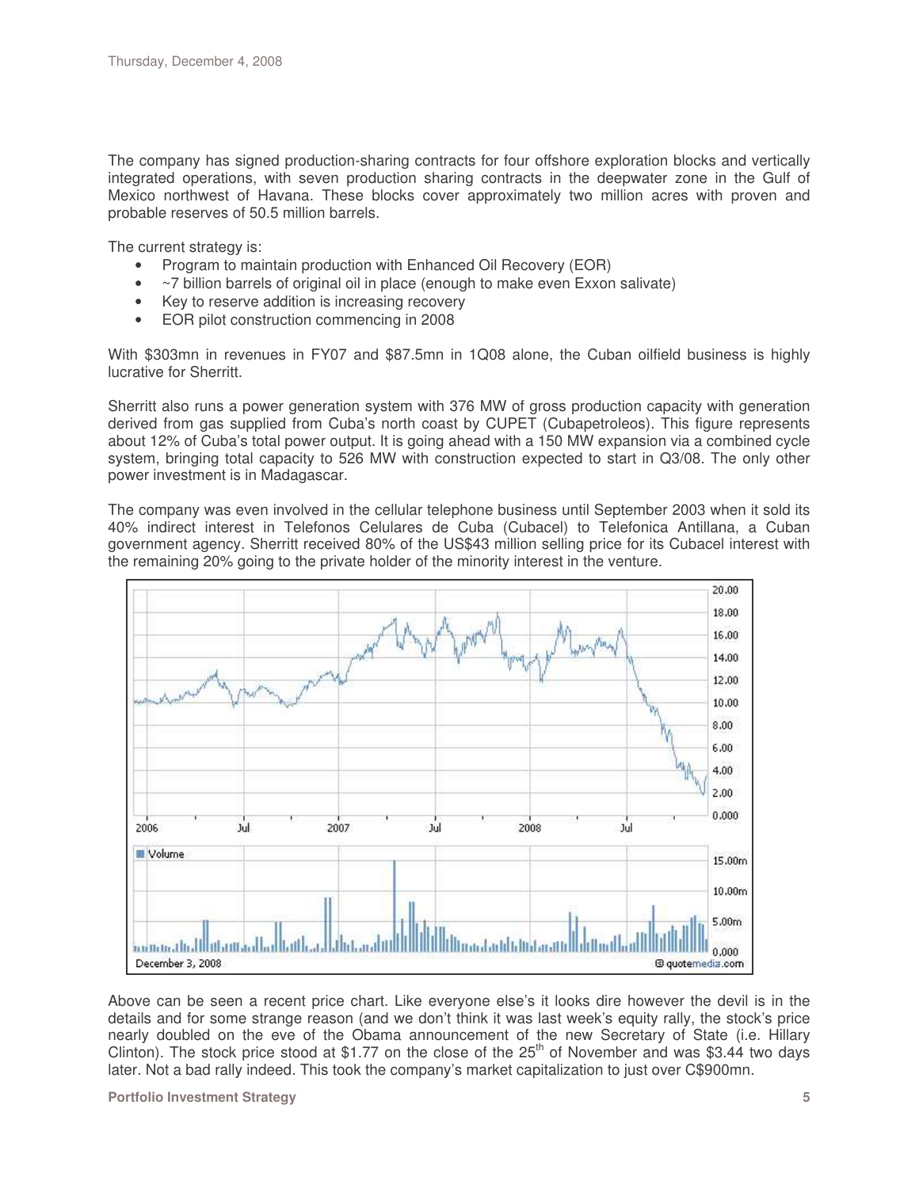The company has signed production-sharing contracts for four offshore exploration blocks and vertically integrated operations, with seven production sharing contracts in the deepwater zone in the Gulf of Mexico northwest of Havana. These blocks cover approximately two million acres with proven and probable reserves of 50.5 million barrels.

The current strategy is:

- Program to maintain production with Enhanced Oil Recovery (EOR)
- ~7 billion barrels of original oil in place (enough to make even Exxon salivate)
- Key to reserve addition is increasing recovery
- EOR pilot construction commencing in 2008

With $303mn in revenues in FY07 and $87.5mn in 1Q08 alone, the Cuban oilfield business is highly lucrative for Sherritt.

Sherritt also runs a power generation system with 376 MW of gross production capacity with generation derived from gas supplied from Cuba's north coast by CUPET (Cubapetroleos). This figure represents about 12% of Cuba's total power output. It is going ahead with a 150 MW expansion via a combined cycle system, bringing total capacity to 526 MW with construction expected to start in Q3/08. The only other power investment is in Madagascar.

The company was even involved in the cellular telephone business until September 2003 when it sold its 40% indirect interest in Telefonos Celulares de Cuba (Cubacel) to Telefonica Antillana, a Cuban government agency. Sherritt received 80% of the US$43 million selling price for its Cubacel interest with the remaining 20% going to the private holder of the minority interest in the venture.

Above can be seen a recent price chart. Like everyone else's it looks dire however the devil is in the details and for some strange reason (and we don't think it was last week's equity rally, the stock's price nearly doubled on the eve of the Obama announcement of the new Secretary of State (i.e. Hillary Clinton). The stock price stood at $1.77 on the close of the 25th of November and was $3.44 two days later. Not a bad rally indeed. This took the company's market capitalization to just over C$900mn.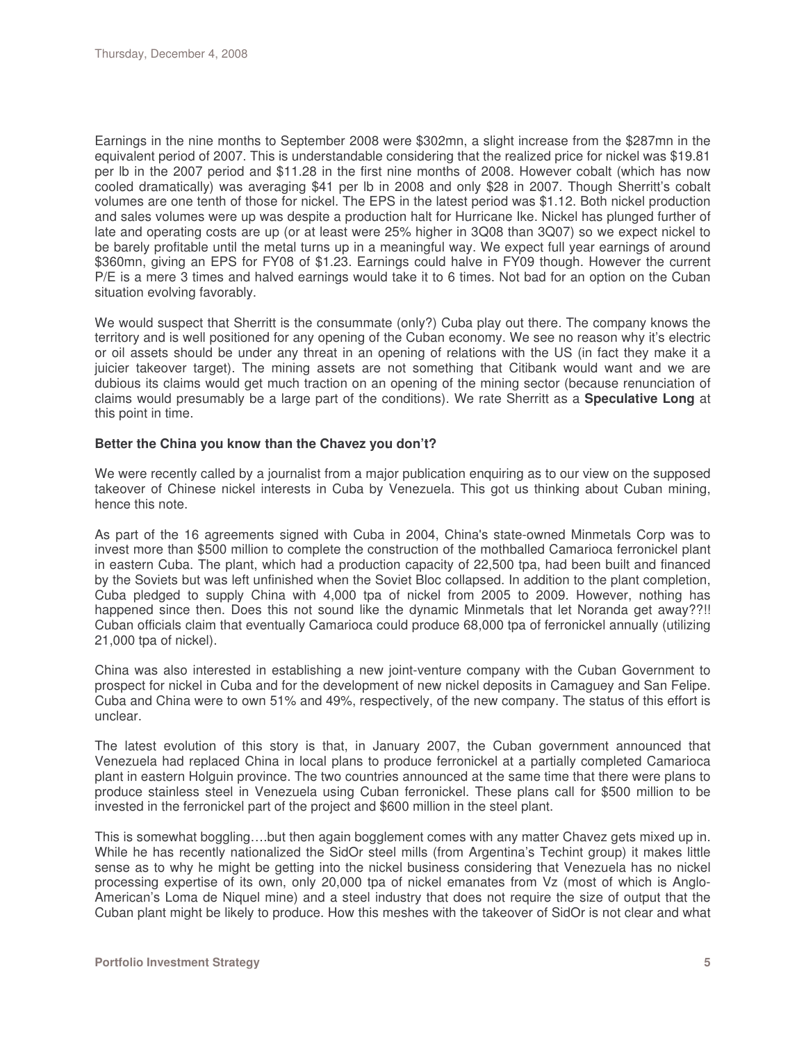Earnings in the nine months to September 2008 were $302mn, a slight increase from the $287mn in the equivalent period of 2007. This is understandable considering that the realized price for nickel was $19.81 per lb in the 2007 period and $11.28 in the first nine months of 2008. However cobalt (which has now cooled dramatically) was averaging $41 per lb in 2008 and only $28 in 2007. Though Sherritt's cobalt volumes are one tenth of those for nickel. The EPS in the latest period was $1.12. Both nickel production and sales volumes were up was despite a production halt for Hurricane Ike. Nickel has plunged further of late and operating costs are up (or at least were 25% higher in 3Q08 than 3Q07) so we expect nickel to be barely profitable until the metal turns up in a meaningful way. We expect full year earnings of around $360mn, giving an EPS for FY08 of $1.23. Earnings could halve in FY09 though. However the current P/E is a mere 3 times and halved earnings would take it to 6 times. Not bad for an option on the Cuban situation evolving favorably.

We would suspect that Sherritt is the consummate (only?) Cuba play out there. The company knows the territory and is well positioned for any opening of the Cuban economy. We see no reason why it's electric or oil assets should be under any threat in an opening of relations with the US (in fact they make it a juicier takeover target). The mining assets are not something that Citibank would want and we are dubious its claims would get much traction on an opening of the mining sector (because renunciation of claims would presumably be a large part of the conditions). We rate Sherritt as a **Speculative Long** at this point in time.

**Better the China you know than the Chavez you don't?**

We were recently called by a journalist from a major publication enquiring as to our view on the supposed takeover of Chinese nickel interests in Cuba by Venezuela. This got us thinking about Cuban mining, hence this note.

As part of the 16 agreements signed with Cuba in 2004, China's state-owned Minmetals Corp was to invest more than $500 million to complete the construction of the mothballed Camarioca ferronickel plant in eastern Cuba. The plant, which had a production capacity of 22,500 tpa, had been built and financed by the Soviets but was left unfinished when the Soviet Bloc collapsed. In addition to the plant completion, Cuba pledged to supply China with 4,000 tpa of nickel from 2005 to 2009. However, nothing has happened since then. Does this not sound like the dynamic Minmetals that let Noranda get away??!! Cuban officials claim that eventually Camarioca could produce 68,000 tpa of ferronickel annually (utilizing 21,000 tpa of nickel).

China was also interested in establishing a new joint-venture company with the Cuban Government to prospect for nickel in Cuba and for the development of new nickel deposits in Camaguey and San Felipe. Cuba and China were to own 51% and 49%, respectively, of the new company. The status of this effort is unclear.

The latest evolution of this story is that, in January 2007, the Cuban government announced that Venezuela had replaced China in local plans to produce ferronickel at a partially completed Camarioca plant in eastern Holguin province. The two countries announced at the same time that there were plans to produce stainless steel in Venezuela using Cuban ferronickel. These plans call for $500 million to be invested in the ferronickel part of the project and $600 million in the steel plant.

This is somewhat boggling….but then again bogglement comes with any matter Chavez gets mixed up in. While he has recently nationalized the SidOr steel mills (from Argentina's Techint group) it makes little sense as to why he might be getting into the nickel business considering that Venezuela has no nickel processing expertise of its own, only 20,000 tpa of nickel emanates from Vz (most of which is Anglo-American's Loma de Niquel mine) and a steel industry that does not require the size of output that the Cuban plant might be likely to produce. How this meshes with the takeover of SidOr is not clear and what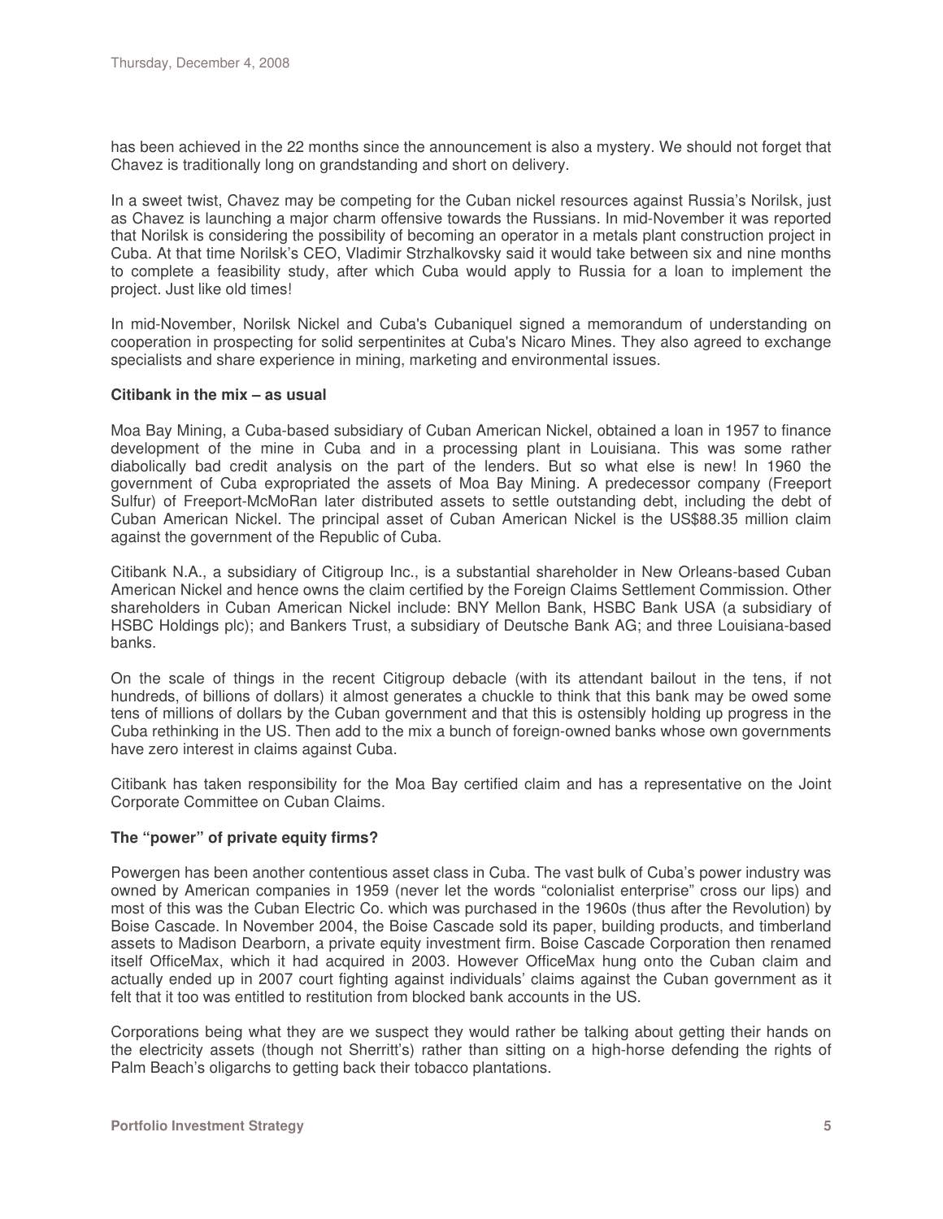has been achieved in the 22 months since the announcement is also a mystery. We should not forget that Chavez is traditionally long on grandstanding and short on delivery.

In a sweet twist, Chavez may be competing for the Cuban nickel resources against Russia's Norilsk, just as Chavez is launching a major charm offensive towards the Russians. In mid-November it was reported that Norilsk is considering the possibility of becoming an operator in a metals plant construction project in Cuba. At that time Norilsk's CEO, Vladimir Strzhalkovsky said it would take between six and nine months to complete a feasibility study, after which Cuba would apply to Russia for a loan to implement the project. Just like old times!

In mid-November, Norilsk Nickel and Cuba's Cubaniquel signed a memorandum of understanding on cooperation in prospecting for solid serpentinites at Cuba's Nicaro Mines. They also agreed to exchange specialists and share experience in mining, marketing and environmental issues.

**Citibank in the mix – as usual**

Moa Bay Mining, a Cuba-based subsidiary of Cuban American Nickel, obtained a loan in 1957 to finance development of the mine in Cuba and in a processing plant in Louisiana. This was some rather diabolically bad credit analysis on the part of the lenders. But so what else is new! In 1960 the government of Cuba expropriated the assets of Moa Bay Mining. A predecessor company (Freeport Sulfur) of Freeport-McMoRan later distributed assets to settle outstanding debt, including the debt of Cuban American Nickel. The principal asset of Cuban American Nickel is the US$88.35 million claim against the government of the Republic of Cuba.

Citibank N.A., a subsidiary of Citigroup Inc., is a substantial shareholder in New Orleans-based Cuban American Nickel and hence owns the claim certified by the Foreign Claims Settlement Commission. Other shareholders in Cuban American Nickel include: BNY Mellon Bank, HSBC Bank USA (a subsidiary of HSBC Holdings plc); and Bankers Trust, a subsidiary of Deutsche Bank AG; and three Louisiana-based banks.

On the scale of things in the recent Citigroup debacle (with its attendant bailout in the tens, if not hundreds, of billions of dollars) it almost generates a chuckle to think that this bank may be owed some tens of millions of dollars by the Cuban government and that this is ostensibly holding up progress in the Cuba rethinking in the US. Then add to the mix a bunch of foreign-owned banks whose own governments have zero interest in claims against Cuba.

Citibank has taken responsibility for the Moa Bay certified claim and has a representative on the Joint Corporate Committee on Cuban Claims.

**The "power" of private equity firms?**

Powergen has been another contentious asset class in Cuba. The vast bulk of Cuba's power industry was owned by American companies in 1959 (never let the words "colonialist enterprise" cross our lips) and most of this was the Cuban Electric Co. which was purchased in the 1960s (thus after the Revolution) by Boise Cascade. In November 2004, the Boise Cascade sold its paper, building products, and timberland assets to Madison Dearborn, a private equity investment firm. Boise Cascade Corporation then renamed itself OfficeMax, which it had acquired in 2003. However OfficeMax hung onto the Cuban claim and actually ended up in 2007 court fighting against individuals' claims against the Cuban government as it felt that it too was entitled to restitution from blocked bank accounts in the US.

Corporations being what they are we suspect they would rather be talking about getting their hands on the electricity assets (though not Sherritt's) rather than sitting on a high-horse defending the rights of Palm Beach's oligarchs to getting back their tobacco plantations.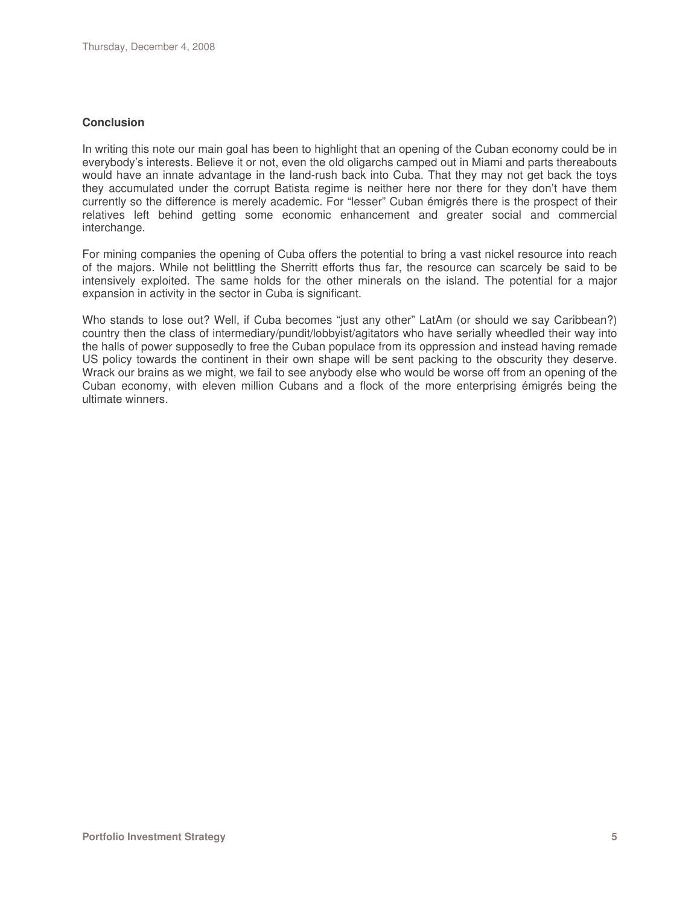## Conclusion

In writing this note our main goal has been to highlight that an opening of the Cuban economy could be in everybody's interests. Believe it or not, even the old oligarchs camped out in Miami and parts thereabouts would have an innate advantage in the land-rush back into Cuba. That they may not get back the toys they accumulated under the corrupt Batista regime is neither here nor there for they don't have them currently so the difference is merely academic. For "lesser" Cuban émigrés there is the prospect of their relatives left behind getting some economic enhancement and greater social and commercial interchange.

For mining companies the opening of Cuba offers the potential to bring a vast nickel resource into reach of the majors. While not belittling the Sherritt efforts thus far, the resource can scarcely be said to be intensively exploited. The same holds for the other minerals on the island. The potential for a major expansion in activity in the sector in Cuba is significant.

Who stands to lose out? Well, if Cuba becomes "just any other" LatAm (or should we say Caribbean?) country then the class of intermediary/pundit/lobbyist/agitators who have serially wheedled their way into the halls of power supposedly to free the Cuban populace from its oppression and instead having remade US policy towards the continent in their own shape will be sent packing to the obscurity they deserve. Wrack our brains as we might, we fail to see anybody else who would be worse off from an opening of the Cuban economy, with eleven million Cubans and a flock of the more enterprising émigrés being the ultimate winners.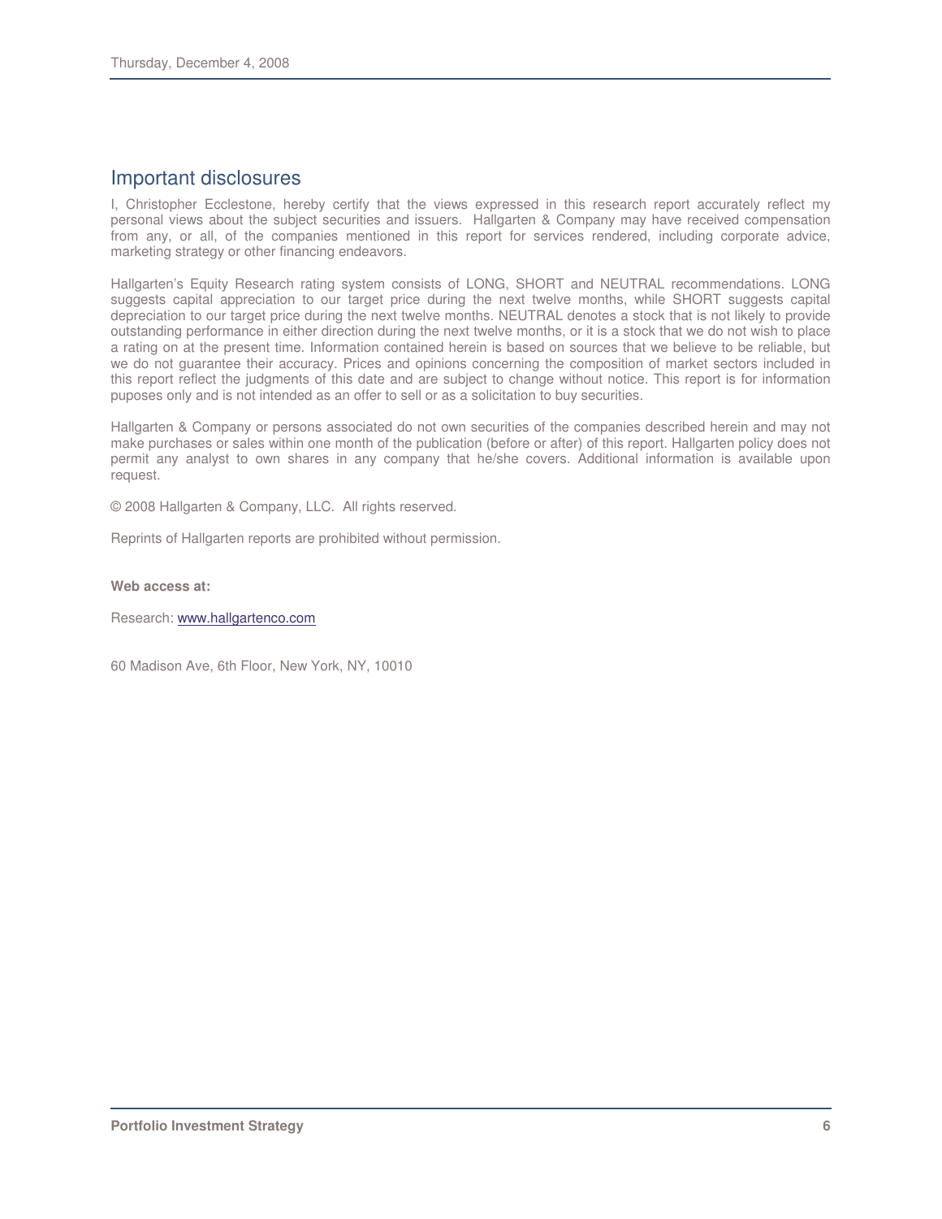## Important disclosures

I, Christopher Ecclestone, hereby certify that the views expressed in this research report accurately reflect my personal views about the subject securities and issuers. Hallgarten & Company may have received compensation from any, or all, of the companies mentioned in this report for services rendered, including corporate advice, marketing strategy or other financing endeavors.

Hallgarten's Equity Research rating system consists of LONG, SHORT and NEUTRAL recommendations. LONG suggests capital appreciation to our target price during the next twelve months, while SHORT suggests capital depreciation to our target price during the next twelve months. NEUTRAL denotes a stock that is not likely to provide outstanding performance in either direction during the next twelve months, or it is a stock that we do not wish to place a rating on at the present time. Information contained herein is based on sources that we believe to be reliable, but we do not guarantee their accuracy. Prices and opinions concerning the composition of market sectors included in this report reflect the judgments of this date and are subject to change without notice. This report is for information puposes only and is not intended as an offer to sell or as a solicitation to buy securities.

Hallgarten & Company or persons associated do not own securities of the companies described herein and may not make purchases or sales within one month of the publication (before or after) of this report. Hallgarten policy does not permit any analyst to own shares in any company that he/she covers. Additional information is available upon request.

© 2008 Hallgarten & Company, LLC. All rights reserved.

Reprints of Hallgarten reports are prohibited without permission.

**Web access at:**

Research: www.hallgartenco.com

60 Madison Ave, 6th Floor, New York, NY, 10010